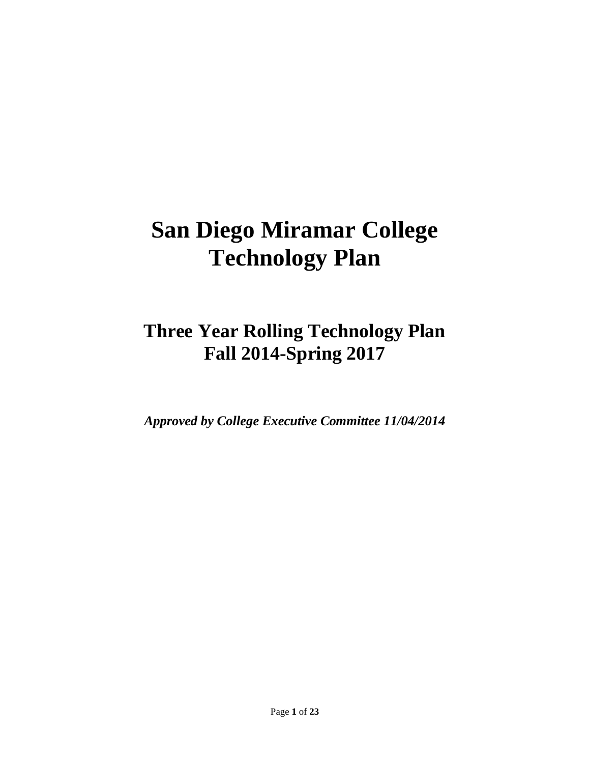# San Diego Miramar College Technology Plan

## Three Year Rolling Technology Plan Fall 2014-Spring 2017

***Approved by College Executive Committee 11/04/2014***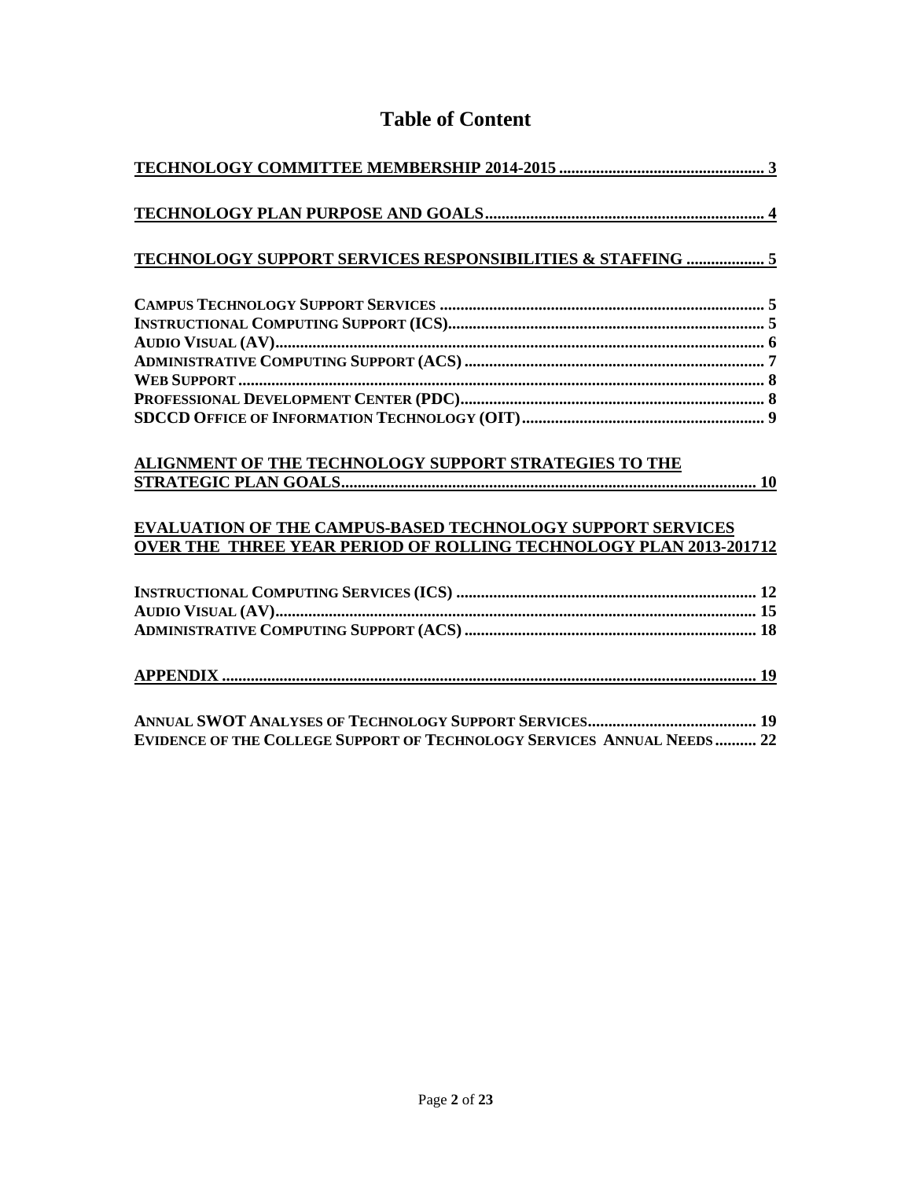# Table of Content

**TECHNOLOGY COMMITTEE MEMBERSHIP 2014-2015 .................................................. 3**

**TECHNOLOGY PLAN PURPOSE AND GOALS.................................................................... 4**

**TECHNOLOGY SUPPORT SERVICES RESPONSIBILITIES & STAFFING ................... 5**

**CAMPUS TECHNOLOGY SUPPORT SERVICES ............................................................................... 5**
**INSTRUCTIONAL COMPUTING SUPPORT (ICS)............................................................................. 5**
**AUDIO VISUAL (AV)...................................................................................................................... 6**
**ADMINISTRATIVE COMPUTING SUPPORT (ACS) ......................................................................... 7**
**WEB SUPPORT ................................................................................................................................ 8**
**PROFESSIONAL DEVELOPMENT CENTER (PDC)........................................................................... 8**
**SDCCD OFFICE OF INFORMATION TECHNOLOGY (OIT)............................................................ 9**

**ALIGNMENT OF THE TECHNOLOGY SUPPORT STRATEGIES TO THE STRATEGIC PLAN GOALS...................................................................................................... 10**

**EVALUATION OF THE CAMPUS-BASED TECHNOLOGY SUPPORT SERVICES OVER THE THREE YEAR PERIOD OF ROLLING TECHNOLOGY PLAN 2013-2017 12**

**INSTRUCTIONAL COMPUTING SERVICES (ICS) ......................................................................... 12**
**AUDIO VISUAL (AV)..................................................................................................................... 15**
**ADMINISTRATIVE COMPUTING SUPPORT (ACS) ....................................................................... 18**

**APPENDIX ................................................................................................................................ 19**

**ANNUAL SWOT ANALYSES OF TECHNOLOGY SUPPORT SERVICES.......................................... 19**
**EVIDENCE OF THE COLLEGE SUPPORT OF TECHNOLOGY SERVICES ANNUAL NEEDS .......... 22**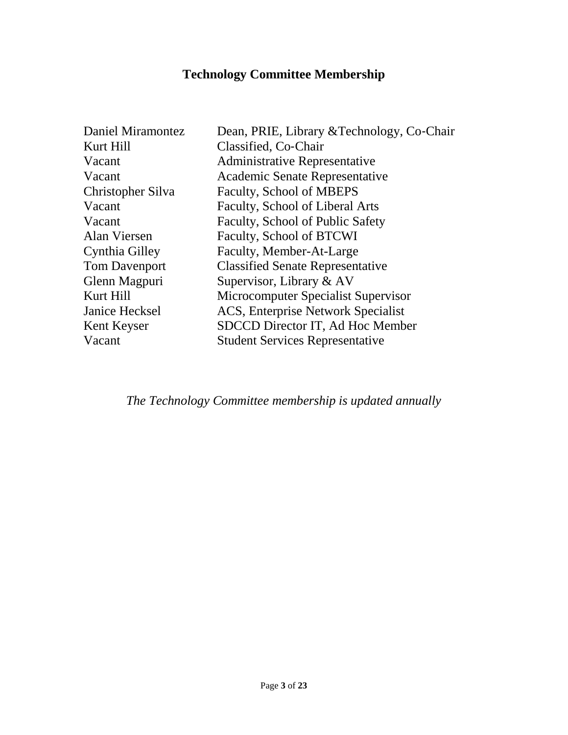# Technology Committee Membership

| | |
|---|---|
| Daniel Miramontez | Dean, PRIE, Library &Technology, Co-Chair |
| Kurt Hill | Classified, Co-Chair |
| Vacant | Administrative Representative |
| Vacant | Academic Senate Representative |
| Christopher Silva | Faculty, School of MBEPS |
| Vacant | Faculty, School of Liberal Arts |
| Vacant | Faculty, School of Public Safety |
| Alan Viersen | Faculty, School of BTCWI |
| Cynthia Gilley | Faculty, Member-At-Large |
| Tom Davenport | Classified Senate Representative |
| Glenn Magpuri | Supervisor, Library & AV |
| Kurt Hill | Microcomputer Specialist Supervisor |
| Janice Hecksel | ACS, Enterprise Network Specialist |
| Kent Keyser | SDCCD Director IT, Ad Hoc Member |
| Vacant | Student Services Representative |

*The Technology Committee membership is updated annually*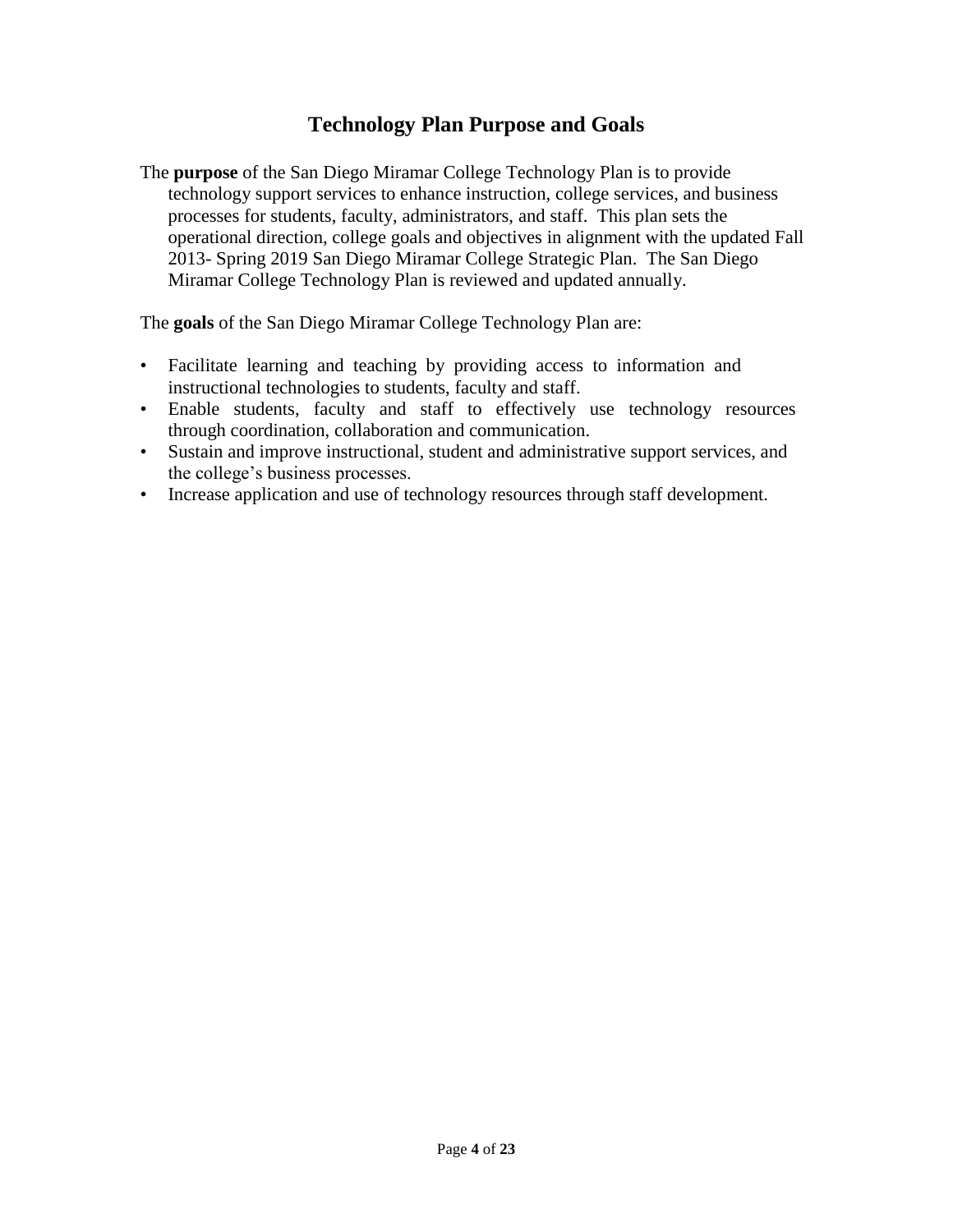# Technology Plan Purpose and Goals

The **purpose** of the San Diego Miramar College Technology Plan is to provide technology support services to enhance instruction, college services, and business processes for students, faculty, administrators, and staff. This plan sets the operational direction, college goals and objectives in alignment with the updated Fall 2013- Spring 2019 San Diego Miramar College Strategic Plan. The San Diego Miramar College Technology Plan is reviewed and updated annually.

The **goals** of the San Diego Miramar College Technology Plan are:

- Facilitate learning and teaching by providing access to information and instructional technologies to students, faculty and staff.
- Enable students, faculty and staff to effectively use technology resources through coordination, collaboration and communication.
- Sustain and improve instructional, student and administrative support services, and the college's business processes.
- Increase application and use of technology resources through staff development.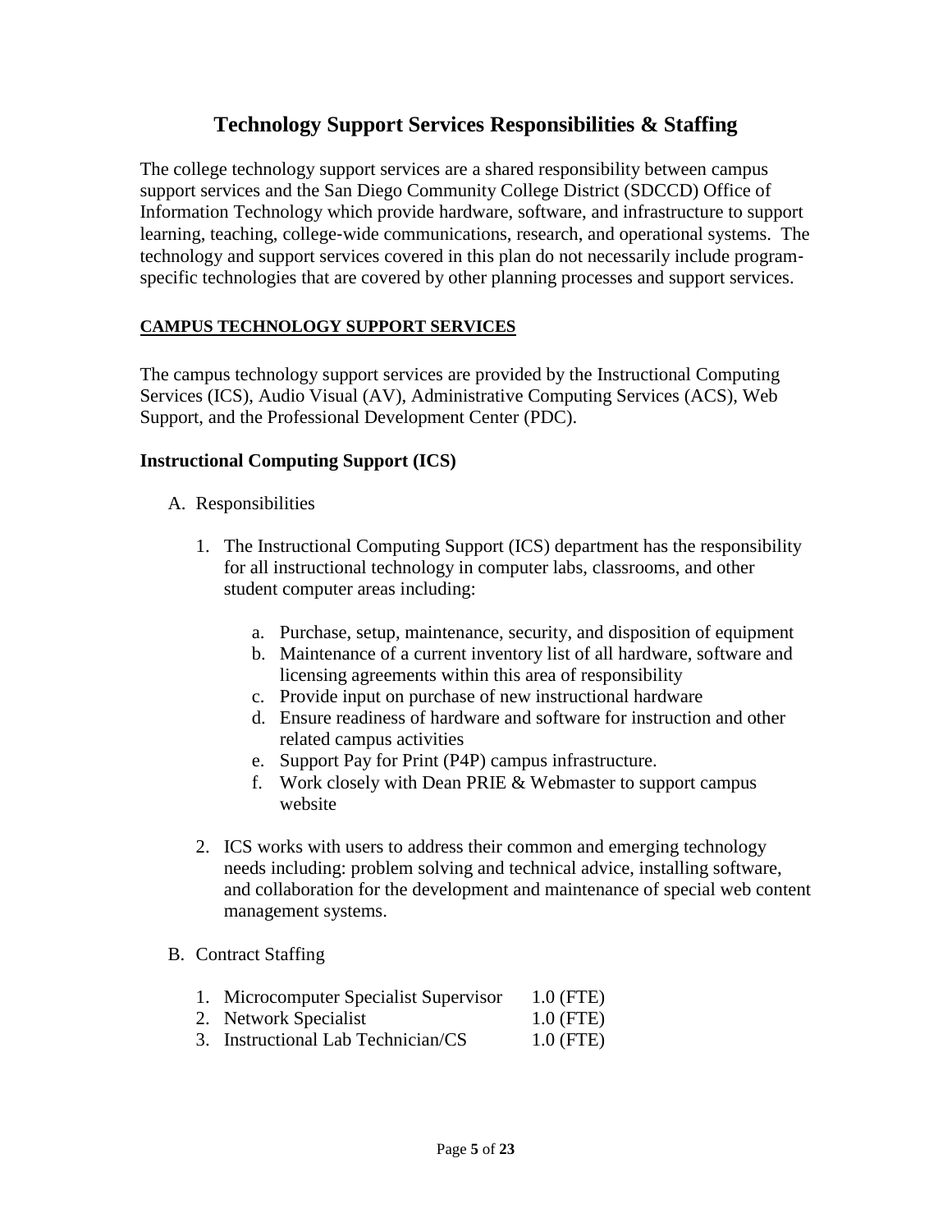# Technology Support Services Responsibilities & Staffing

The college technology support services are a shared responsibility between campus support services and the San Diego Community College District (SDCCD) Office of Information Technology which provide hardware, software, and infrastructure to support learning, teaching, college-wide communications, research, and operational systems. The technology and support services covered in this plan do not necessarily include program-specific technologies that are covered by other planning processes and support services.

**CAMPUS TECHNOLOGY SUPPORT SERVICES**

The campus technology support services are provided by the Instructional Computing Services (ICS), Audio Visual (AV), Administrative Computing Services (ACS), Web Support, and the Professional Development Center (PDC).

## Instructional Computing Support (ICS)

A. Responsibilities

1. The Instructional Computing Support (ICS) department has the responsibility for all instructional technology in computer labs, classrooms, and other student computer areas including:

    a. Purchase, setup, maintenance, security, and disposition of equipment
    b. Maintenance of a current inventory list of all hardware, software and licensing agreements within this area of responsibility
    c. Provide input on purchase of new instructional hardware
    d. Ensure readiness of hardware and software for instruction and other related campus activities
    e. Support Pay for Print (P4P) campus infrastructure.
    f. Work closely with Dean PRIE & Webmaster to support campus website

2. ICS works with users to address their common and emerging technology needs including: problem solving and technical advice, installing software, and collaboration for the development and maintenance of special web content management systems.

B. Contract Staffing

1. Microcomputer Specialist Supervisor 1.0 (FTE)
2. Network Specialist 1.0 (FTE)
3. Instructional Lab Technician/CS 1.0 (FTE)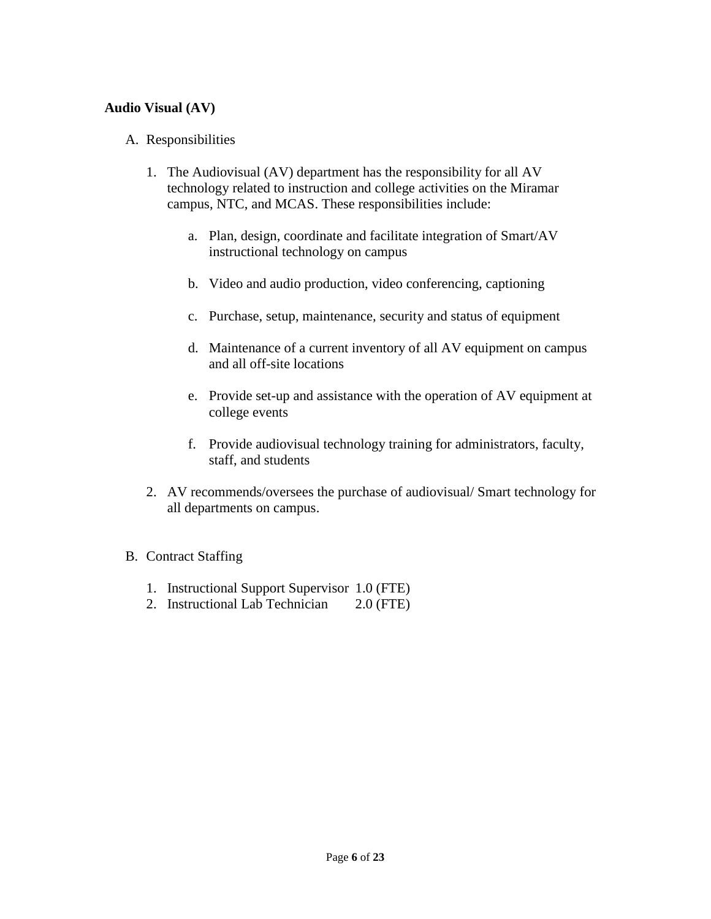## Audio Visual (AV)

A. Responsibilities

1. The Audiovisual (AV) department has the responsibility for all AV technology related to instruction and college activities on the Miramar campus, NTC, and MCAS. These responsibilities include:

    a. Plan, design, coordinate and facilitate integration of Smart/AV instructional technology on campus

    b. Video and audio production, video conferencing, captioning

    c. Purchase, setup, maintenance, security and status of equipment

    d. Maintenance of a current inventory of all AV equipment on campus and all off-site locations

    e. Provide set-up and assistance with the operation of AV equipment at college events

    f. Provide audiovisual technology training for administrators, faculty, staff, and students

2. AV recommends/oversees the purchase of audiovisual/ Smart technology for all departments on campus.

B. Contract Staffing

1. Instructional Support Supervisor 1.0 (FTE)
2. Instructional Lab Technician 2.0 (FTE)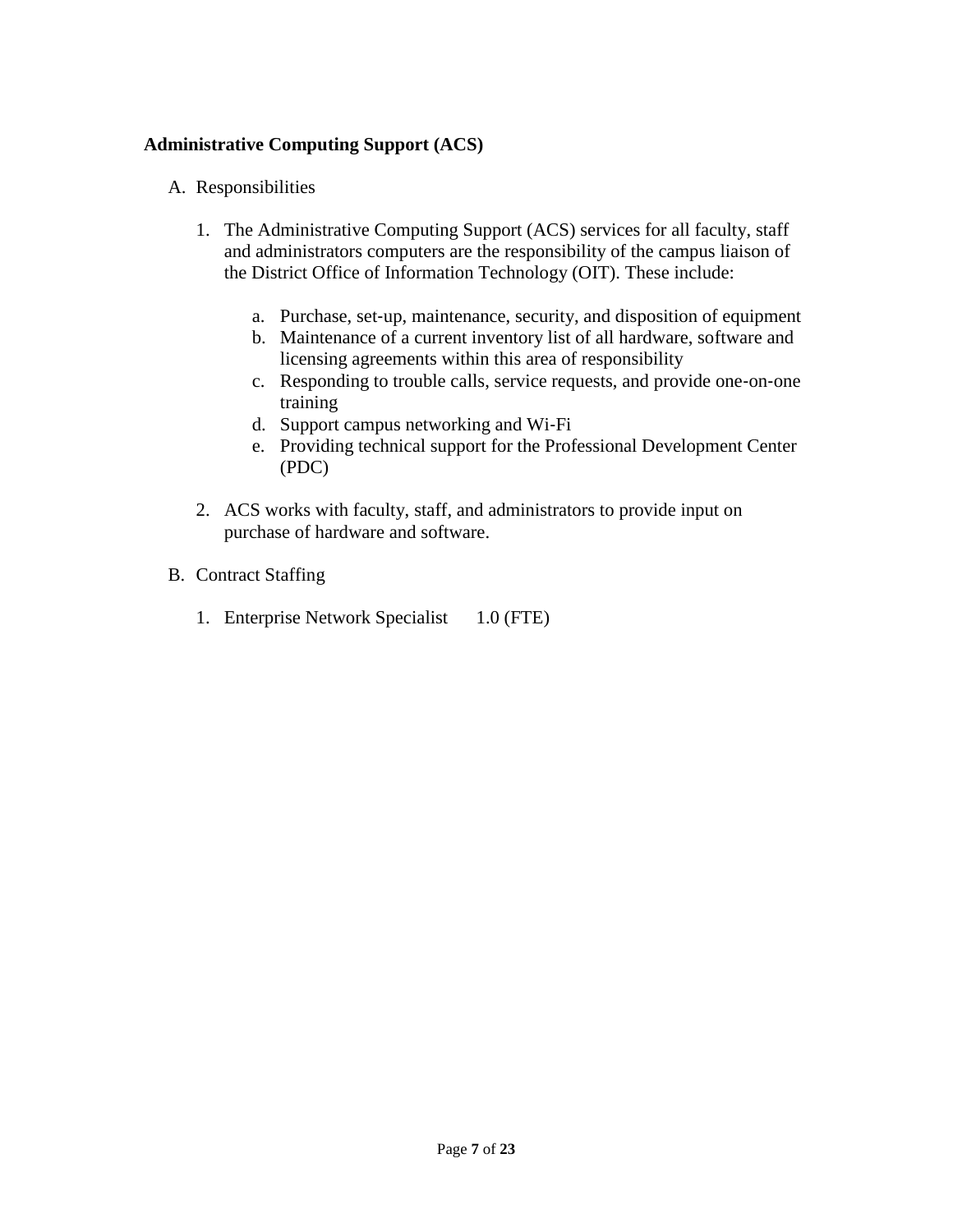**Administrative Computing Support (ACS)**

A. Responsibilities

   1. The Administrative Computing Support (ACS) services for all faculty, staff and administrators computers are the responsibility of the campus liaison of the District Office of Information Technology (OIT). These include:

      a. Purchase, set-up, maintenance, security, and disposition of equipment
      b. Maintenance of a current inventory list of all hardware, software and licensing agreements within this area of responsibility
      c. Responding to trouble calls, service requests, and provide one-on-one training
      d. Support campus networking and Wi-Fi
      e. Providing technical support for the Professional Development Center (PDC)

   2. ACS works with faculty, staff, and administrators to provide input on purchase of hardware and software.

B. Contract Staffing

   1. Enterprise Network Specialist 1.0 (FTE)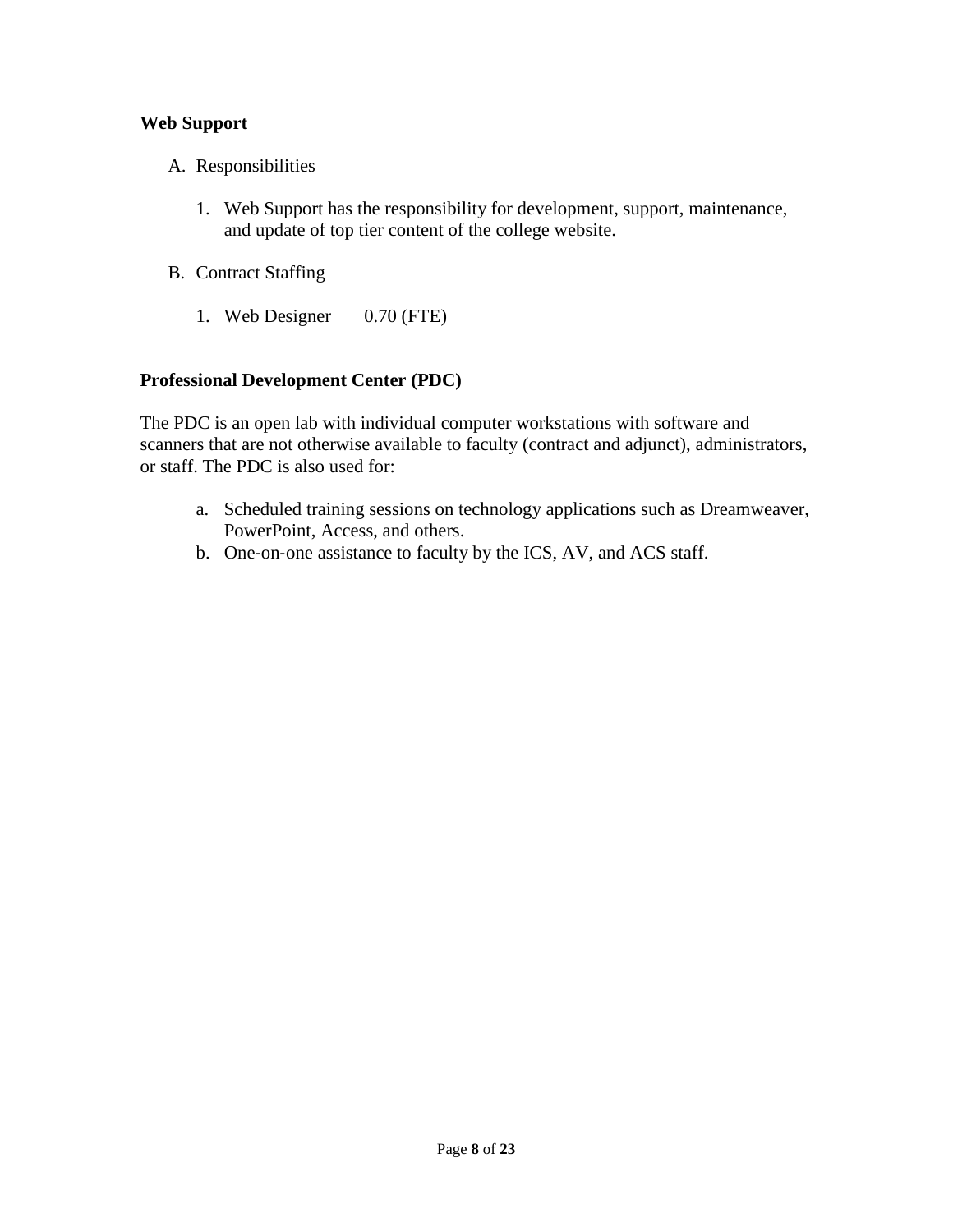**Web Support**

A. Responsibilities

   1. Web Support has the responsibility for development, support, maintenance, and update of top tier content of the college website.

B. Contract Staffing

   1. Web Designer 0.70 (FTE)

**Professional Development Center (PDC)**

The PDC is an open lab with individual computer workstations with software and scanners that are not otherwise available to faculty (contract and adjunct), administrators, or staff. The PDC is also used for:

a. Scheduled training sessions on technology applications such as Dreamweaver, PowerPoint, Access, and others.
b. One-on-one assistance to faculty by the ICS, AV, and ACS staff.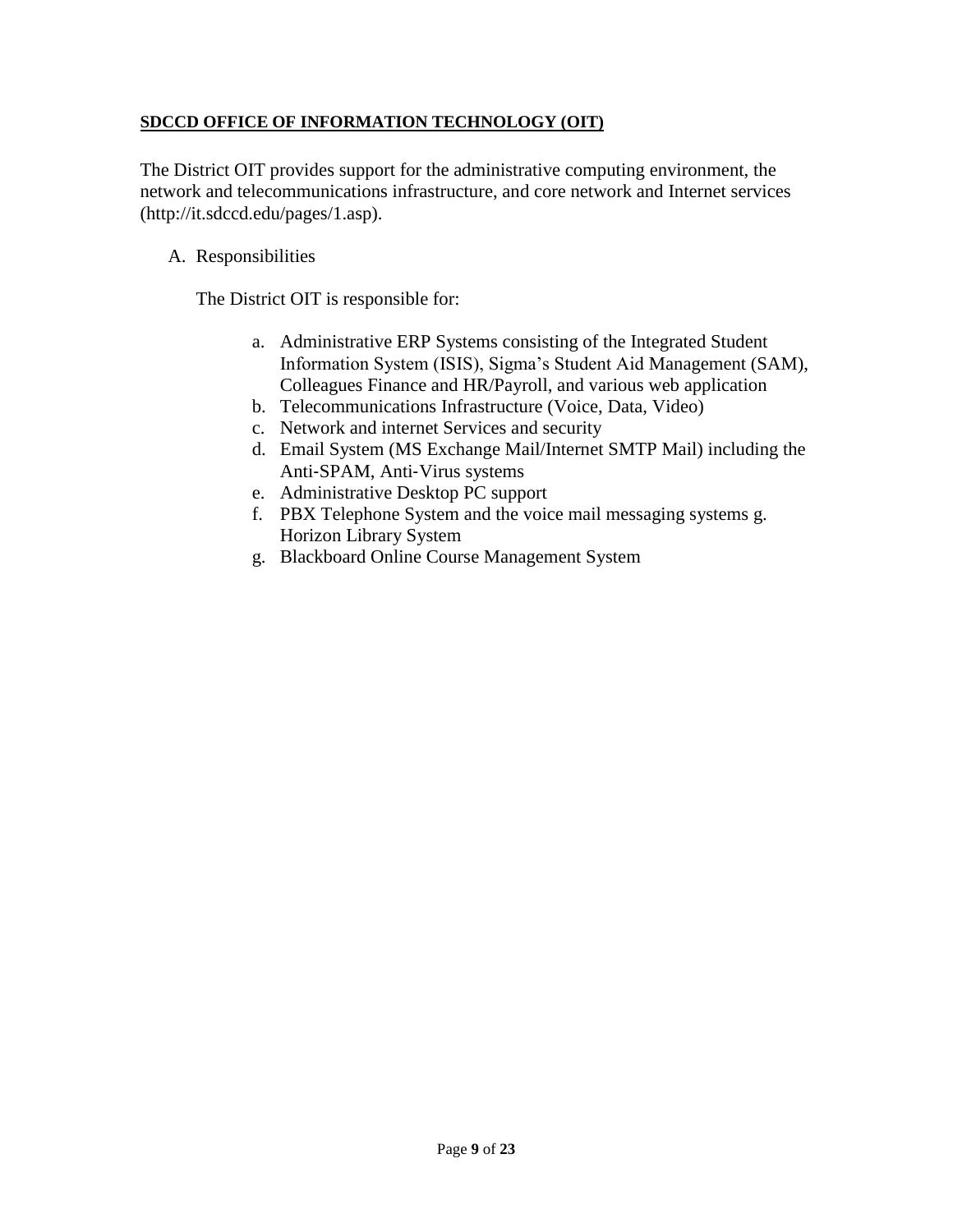**SDCCD OFFICE OF INFORMATION TECHNOLOGY (OIT)**

The District OIT provides support for the administrative computing environment, the network and telecommunications infrastructure, and core network and Internet services (http://it.sdccd.edu/pages/1.asp).

A. Responsibilities

The District OIT is responsible for:

a. Administrative ERP Systems consisting of the Integrated Student Information System (ISIS), Sigma's Student Aid Management (SAM), Colleagues Finance and HR/Payroll, and various web application
b. Telecommunications Infrastructure (Voice, Data, Video)
c. Network and internet Services and security
d. Email System (MS Exchange Mail/Internet SMTP Mail) including the Anti-SPAM, Anti-Virus systems
e. Administrative Desktop PC support
f. PBX Telephone System and the voice mail messaging systems g. Horizon Library System
g. Blackboard Online Course Management System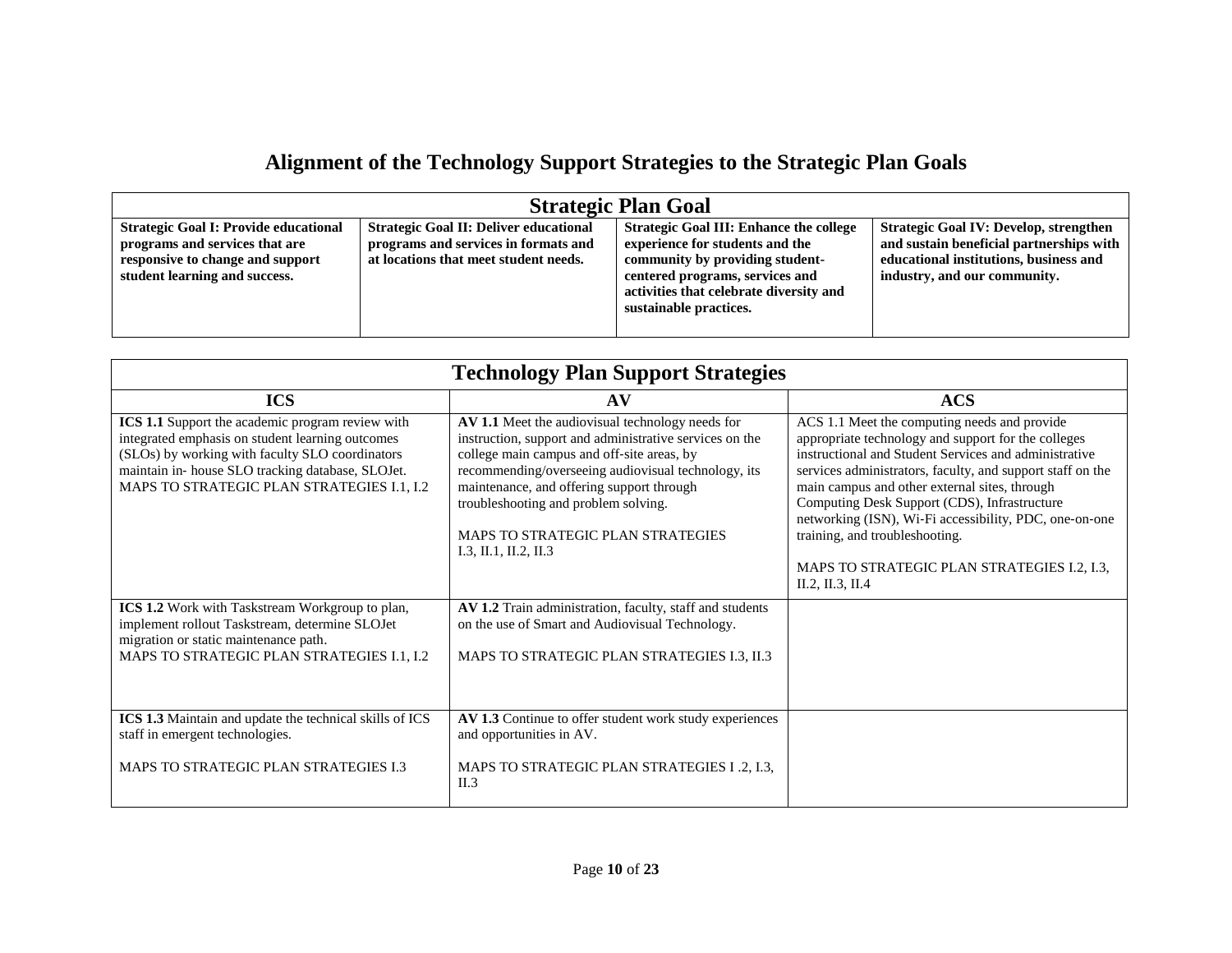# Alignment of the Technology Support Strategies to the Strategic Plan Goals

| Strategic Plan Goal | | | |
|---|---|---|---|
| **Strategic Goal I: Provide educational programs and services that are responsive to change and support student learning and success.** | **Strategic Goal II: Deliver educational programs and services in formats and at locations that meet student needs.** | **Strategic Goal III: Enhance the college experience for students and the community by providing student-centered programs, services and activities that celebrate diversity and sustainable practices.** | **Strategic Goal IV: Develop, strengthen and sustain beneficial partnerships with educational institutions, business and industry, and our community.** |

| Technology Plan Support Strategies | | |
|---|---|---|
| **ICS** | **AV** | **ACS** |
| **ICS 1.1** Support the academic program review with integrated emphasis on student learning outcomes (SLOs) by working with faculty SLO coordinators maintain in- house SLO tracking database, SLOJet. MAPS TO STRATEGIC PLAN STRATEGIES I.1, I.2 | **AV 1.1** Meet the audiovisual technology needs for instruction, support and administrative services on the college main campus and off-site areas, by recommending/overseeing audiovisual technology, its maintenance, and offering support through troubleshooting and problem solving.<br><br>MAPS TO STRATEGIC PLAN STRATEGIES I.3, II.1, II.2, II.3 | ACS 1.1 Meet the computing needs and provide appropriate technology and support for the colleges instructional and Student Services and administrative services administrators, faculty, and support staff on the main campus and other external sites, through Computing Desk Support (CDS), Infrastructure networking (ISN), Wi-Fi accessibility, PDC, one-on-one training, and troubleshooting.<br><br>MAPS TO STRATEGIC PLAN STRATEGIES I.2, I.3, II.2, II.3, II.4 |
| **ICS 1.2** Work with Taskstream Workgroup to plan, implement rollout Taskstream, determine SLOJet migration or static maintenance path.<br>MAPS TO STRATEGIC PLAN STRATEGIES I.1, I.2 | **AV 1.2** Train administration, faculty, staff and students on the use of Smart and Audiovisual Technology.<br><br>MAPS TO STRATEGIC PLAN STRATEGIES I.3, II.3 | |
| **ICS 1.3** Maintain and update the technical skills of ICS staff in emergent technologies.<br><br>MAPS TO STRATEGIC PLAN STRATEGIES I.3 | **AV 1.3** Continue to offer student work study experiences and opportunities in AV.<br><br>MAPS TO STRATEGIC PLAN STRATEGIES I .2, I.3, II.3 | |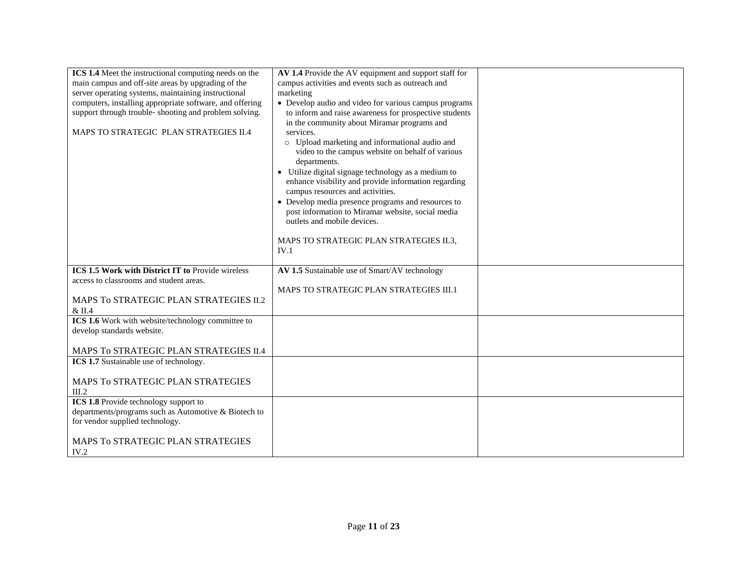| | | |
|---|---|---|
| **ICS 1.4** Meet the instructional computing needs on the main campus and off-site areas by upgrading of the server operating systems, maintaining instructional computers, installing appropriate software, and offering support through trouble- shooting and problem solving.<br><br>MAPS TO STRATEGIC PLAN STRATEGIES II.4 | **AV 1.4** Provide the AV equipment and support staff for campus activities and events such as outreach and marketing<br>• Develop audio and video for various campus programs to inform and raise awareness for prospective students in the community about Miramar programs and services.<br>  ○ Upload marketing and informational audio and video to the campus website on behalf of various departments.<br>• Utilize digital signage technology as a medium to enhance visibility and provide information regarding campus resources and activities.<br>• Develop media presence programs and resources to post information to Miramar website, social media outlets and mobile devices.<br><br>MAPS TO STRATEGIC PLAN STRATEGIES II.3, IV.1 | |
| **ICS 1.5 Work with District IT to** Provide wireless access to classrooms and student areas.<br><br>MAPS To STRATEGIC PLAN STRATEGIES II.2 & II.4 | **AV 1.5** Sustainable use of Smart/AV technology<br><br>MAPS TO STRATEGIC PLAN STRATEGIES III.1 | |
| **ICS 1.6** Work with website/technology committee to develop standards website.<br><br>MAPS To STRATEGIC PLAN STRATEGIES II.4 | | |
| **ICS 1.7** Sustainable use of technology.<br><br>MAPS To STRATEGIC PLAN STRATEGIES III.2 | | |
| **ICS 1.8** Provide technology support to departments/programs such as Automotive & Biotech to for vendor supplied technology.<br><br>MAPS To STRATEGIC PLAN STRATEGIES IV.2 | | |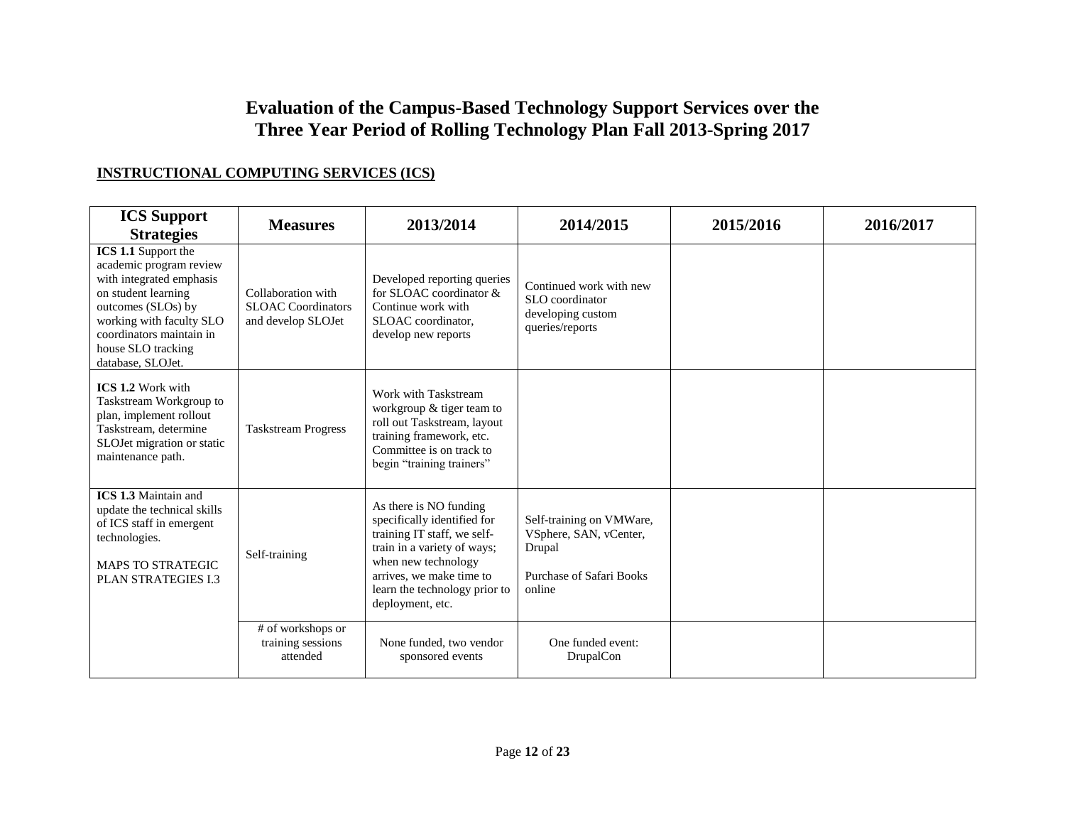# Evaluation of the Campus-Based Technology Support Services over the Three Year Period of Rolling Technology Plan Fall 2013-Spring 2017

## INSTRUCTIONAL COMPUTING SERVICES (ICS)

| ICS Support Strategies | Measures | 2013/2014 | 2014/2015 | 2015/2016 | 2016/2017 |
|---|---|---|---|---|---|
| **ICS 1.1** Support the academic program review with integrated emphasis on student learning outcomes (SLOs) by working with faculty SLO coordinators maintain in house SLO tracking database, SLOJet. | Collaboration with SLOAC Coordinators and develop SLOJet | Developed reporting queries for SLOAC coordinator & Continue work with SLOAC coordinator, develop new reports | Continued work with new SLO coordinator developing custom queries/reports | | |
| **ICS 1.2** Work with Taskstream Workgroup to plan, implement rollout Taskstream, determine SLOJet migration or static maintenance path. | Taskstream Progress | Work with Taskstream workgroup & tiger team to roll out Taskstream, layout training framework, etc. Committee is on track to begin "training trainers" | | | |
| **ICS 1.3** Maintain and update the technical skills of ICS staff in emergent technologies.<br><br>MAPS TO STRATEGIC PLAN STRATEGIES I.3 | Self-training | As there is NO funding specifically identified for training IT staff, we self-train in a variety of ways; when new technology arrives, we make time to learn the technology prior to deployment, etc. | Self-training on VMWare, VSphere, SAN, vCenter, Drupal<br><br>Purchase of Safari Books online | | |
| | # of workshops or training sessions attended | None funded, two vendor sponsored events | One funded event: DrupalCon | | |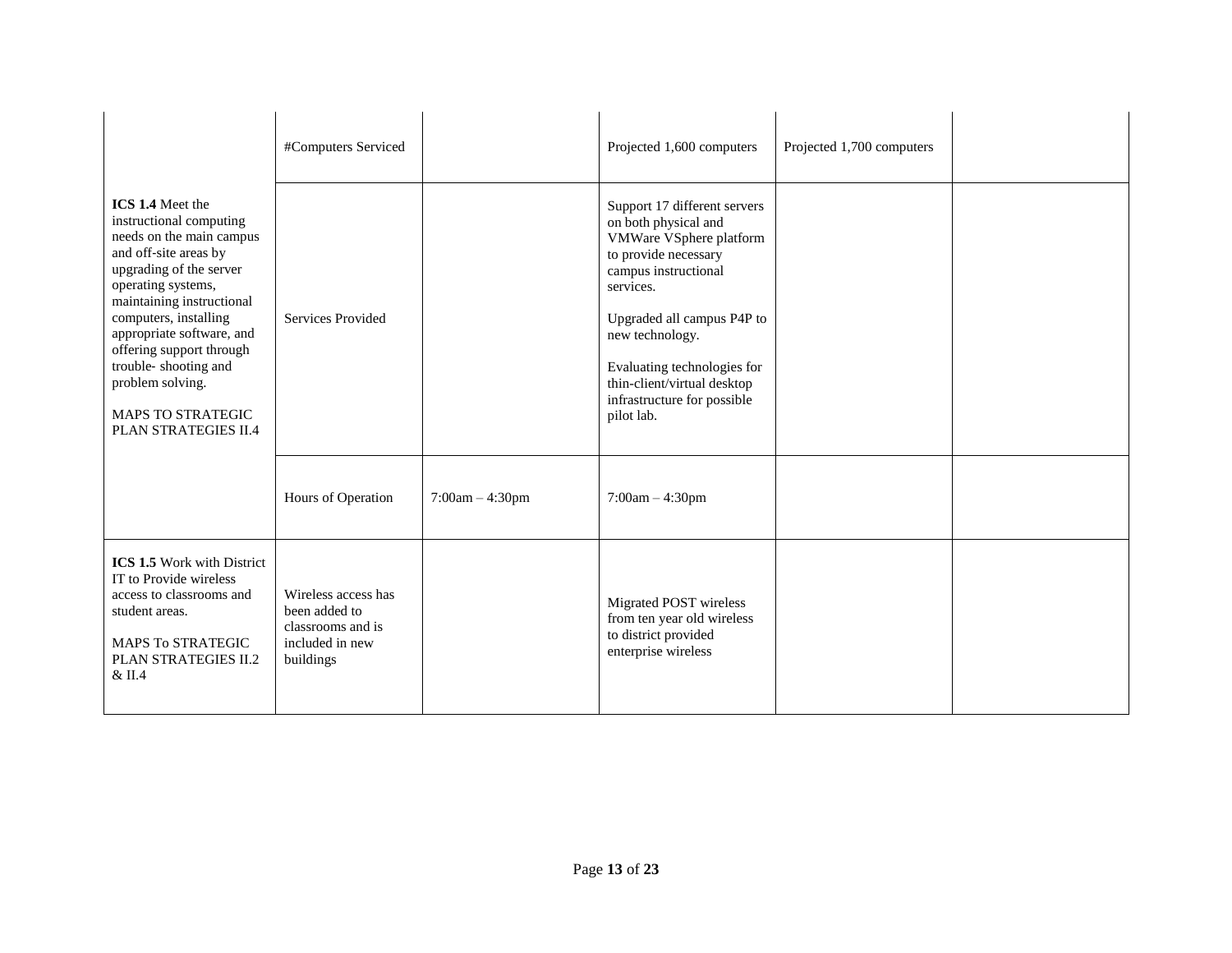| | | | | | |
|---|---|---|---|---|---|
| | #Computers Serviced | | Projected 1,600 computers | Projected 1,700 computers | |
| **ICS 1.4** Meet the instructional computing needs on the main campus and off-site areas by upgrading of the server operating systems, maintaining instructional computers, installing appropriate software, and offering support through trouble- shooting and problem solving.<br><br>MAPS TO STRATEGIC PLAN STRATEGIES II.4 | Services Provided | | Support 17 different servers on both physical and VMWare VSphere platform to provide necessary campus instructional services.<br><br>Upgraded all campus P4P to new technology.<br><br>Evaluating technologies for thin-client/virtual desktop infrastructure for possible pilot lab. | | |
| | Hours of Operation | 7:00am – 4:30pm | 7:00am – 4:30pm | | |
| **ICS 1.5** Work with District IT to Provide wireless access to classrooms and student areas.<br><br>MAPS To STRATEGIC PLAN STRATEGIES II.2 & II.4 | Wireless access has been added to classrooms and is included in new buildings | | Migrated POST wireless from ten year old wireless to district provided enterprise wireless | | |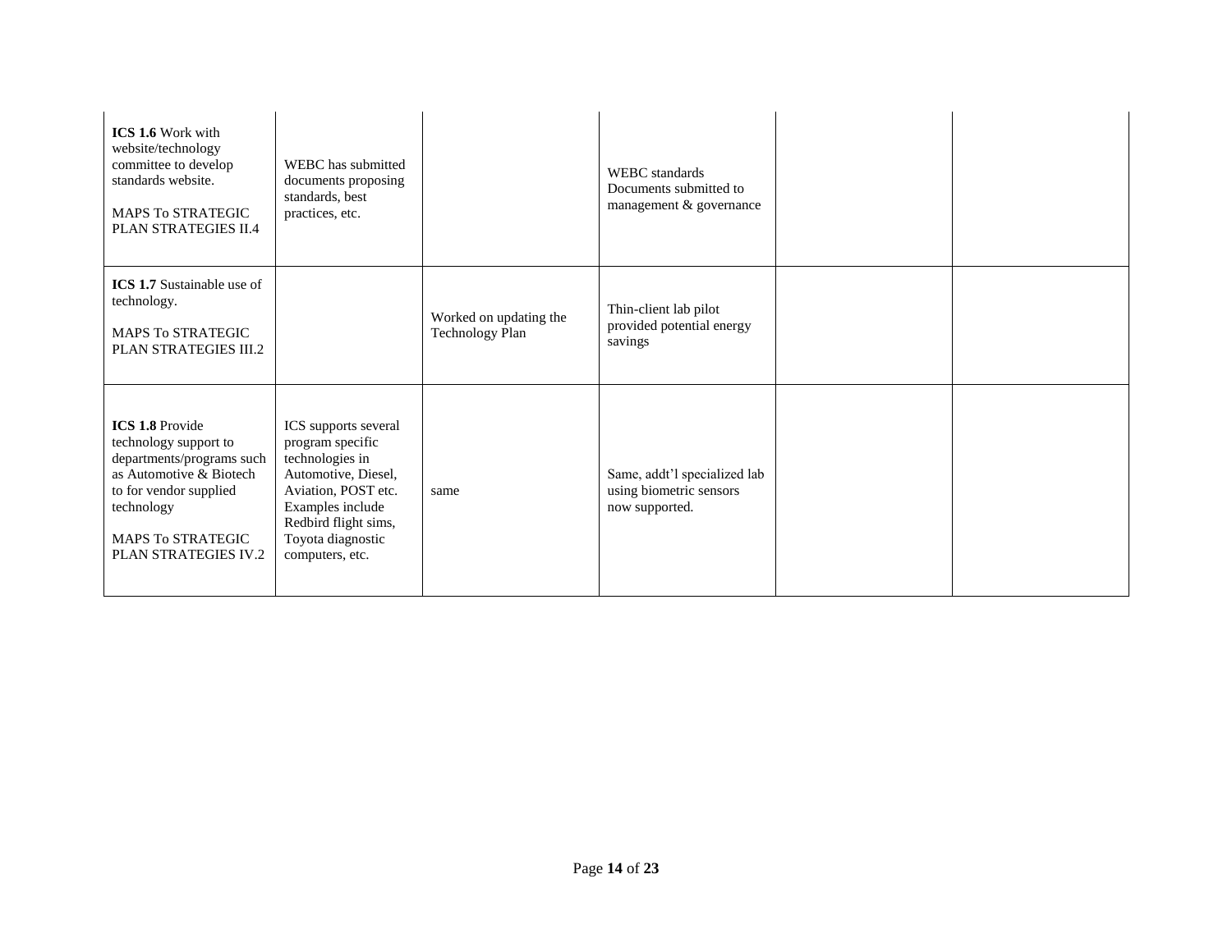| | | | | | |
|---|---|---|---|---|---|
| **ICS 1.6** Work with website/technology committee to develop standards website.<br><br>MAPS To STRATEGIC PLAN STRATEGIES II.4 | WEBC has submitted documents proposing standards, best practices, etc. | | WEBC standards Documents submitted to management & governance | | |
| **ICS 1.7** Sustainable use of technology.<br><br>MAPS To STRATEGIC PLAN STRATEGIES III.2 | | Worked on updating the Technology Plan | Thin-client lab pilot provided potential energy savings | | |
| **ICS 1.8** Provide technology support to departments/programs such as Automotive & Biotech to for vendor supplied technology<br><br>MAPS To STRATEGIC PLAN STRATEGIES IV.2 | ICS supports several program specific technologies in Automotive, Diesel, Aviation, POST etc. Examples include Redbird flight sims, Toyota diagnostic computers, etc. | same | Same, addt'l specialized lab using biometric sensors now supported. | | |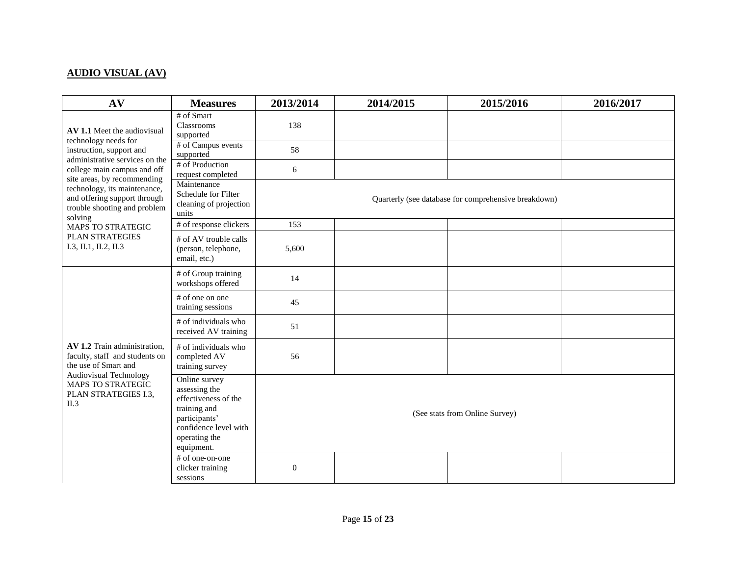## AUDIO VISUAL (AV)

| AV | Measures | 2013/2014 | 2014/2015 | 2015/2016 | 2016/2017 |
|---|---|---|---|---|---|
| **AV 1.1** Meet the audiovisual technology needs for instruction, support and administrative services on the college main campus and off site areas, by recommending technology, its maintenance, and offering support through trouble shooting and problem solving MAPS TO STRATEGIC PLAN STRATEGIES I.3, II.1, II.2, II.3 | # of Smart Classrooms supported | 138 | | | |
| | # of Campus events supported | 58 | | | |
| | # of Production request completed | 6 | | | |
| | Maintenance Schedule for Filter cleaning of projection units | Quarterly (see database for comprehensive breakdown) | | | |
| | # of response clickers | 153 | | | |
| | # of AV trouble calls (person, telephone, email, etc.) | 5,600 | | | |
| **AV 1.2** Train administration, faculty, staff and students on the use of Smart and Audiovisual Technology MAPS TO STRATEGIC PLAN STRATEGIES I.3, II.3 | # of Group training workshops offered | 14 | | | |
| | # of one on one training sessions | 45 | | | |
| | # of individuals who received AV training | 51 | | | |
| | # of individuals who completed AV training survey | 56 | | | |
| | Online survey assessing the effectiveness of the training and participants' confidence level with operating the equipment. | (See stats from Online Survey) | | | |
| | # of one-on-one clicker training sessions | 0 | | | |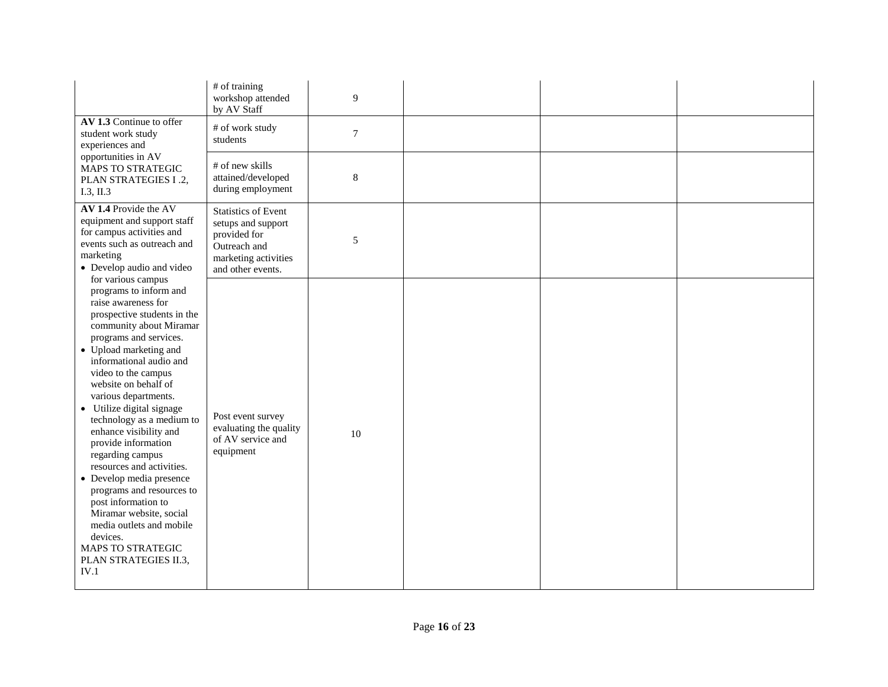| | | | | | |
|---|---|---|---|---|---|
| | # of training workshop attended by AV Staff | 9 | | | |
| **AV 1.3** Continue to offer student work study experiences and opportunities in AV MAPS TO STRATEGIC PLAN STRATEGIES I .2, I.3, II.3 | # of work study students | 7 | | | |
| | # of new skills attained/developed during employment | 8 | | | |
| **AV 1.4** Provide the AV equipment and support staff for campus activities and events such as outreach and marketing<br>• Develop audio and video for various campus programs to inform and raise awareness for prospective students in the community about Miramar programs and services.<br>• Upload marketing and informational audio and video to the campus website on behalf of various departments.<br>• Utilize digital signage technology as a medium to enhance visibility and provide information regarding campus resources and activities.<br>• Develop media presence programs and resources to post information to Miramar website, social media outlets and mobile devices.<br>MAPS TO STRATEGIC PLAN STRATEGIES II.3, IV.1 | Statistics of Event setups and support provided for Outreach and marketing activities and other events. | 5 | | | |
| | Post event survey evaluating the quality of AV service and equipment | 10 | | | |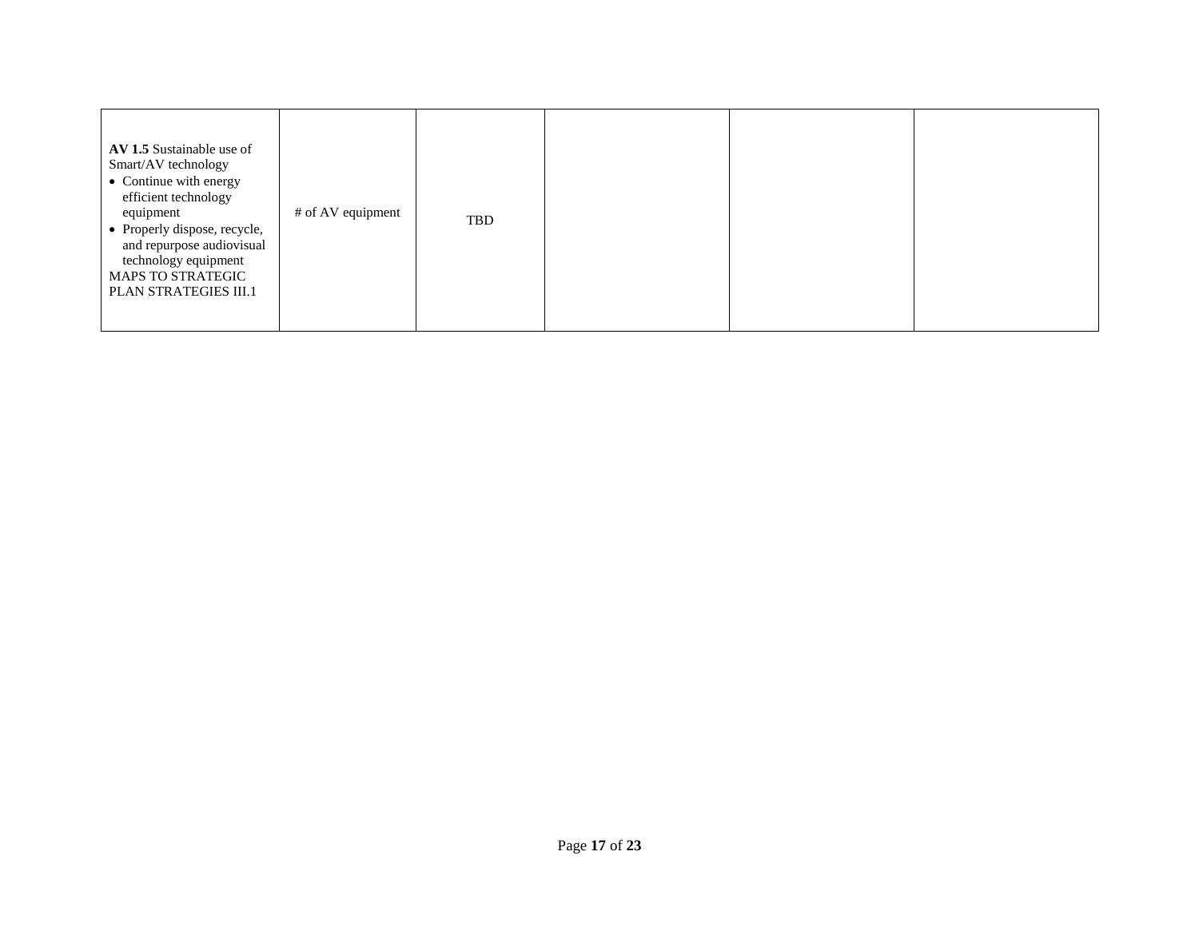| | | | | | |
|---|---|---|---|---|---|
| **AV 1.5** Sustainable use of Smart/AV technology<br>• Continue with energy efficient technology equipment<br>• Properly dispose, recycle, and repurpose audiovisual technology equipment<br>MAPS TO STRATEGIC PLAN STRATEGIES III.1 | # of AV equipment | TBD | | | |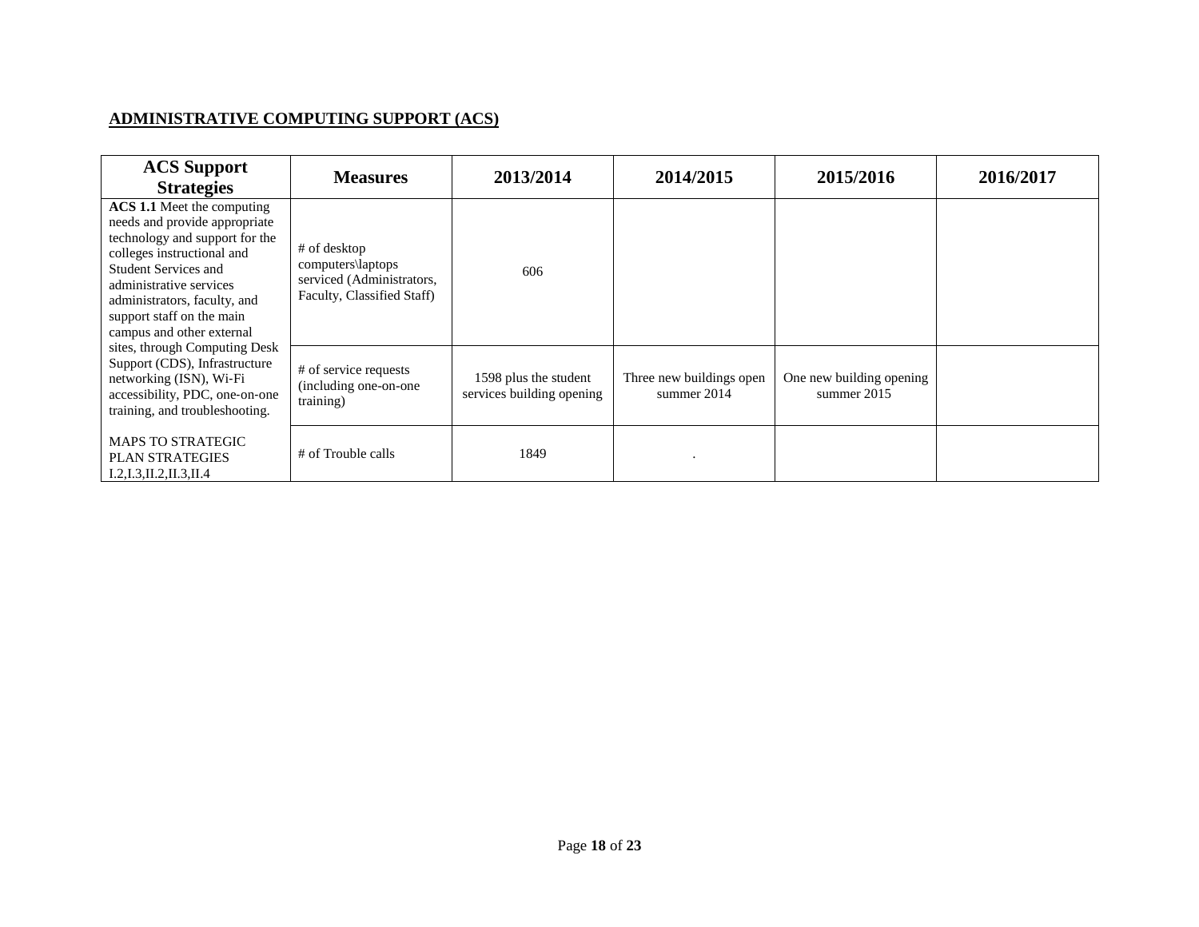## ADMINISTRATIVE COMPUTING SUPPORT (ACS)

| ACS Support Strategies | Measures | 2013/2014 | 2014/2015 | 2015/2016 | 2016/2017 |
|---|---|---|---|---|---|
| **ACS 1.1** Meet the computing needs and provide appropriate technology and support for the colleges instructional and Student Services and administrative services administrators, faculty, and support staff on the main campus and other external sites, through Computing Desk Support (CDS), Infrastructure networking (ISN), Wi-Fi accessibility, PDC, one-on-one training, and troubleshooting.<br><br>MAPS TO STRATEGIC PLAN STRATEGIES I.2,I.3,II.2,II.3,II.4 | # of desktop computers\laptops serviced (Administrators, Faculty, Classified Staff) | 606 | | | |
| | # of service requests (including one-on-one training) | 1598 plus the student services building opening | Three new buildings open summer 2014 | One new building opening summer 2015 | |
| | # of Trouble calls | 1849 | . | | |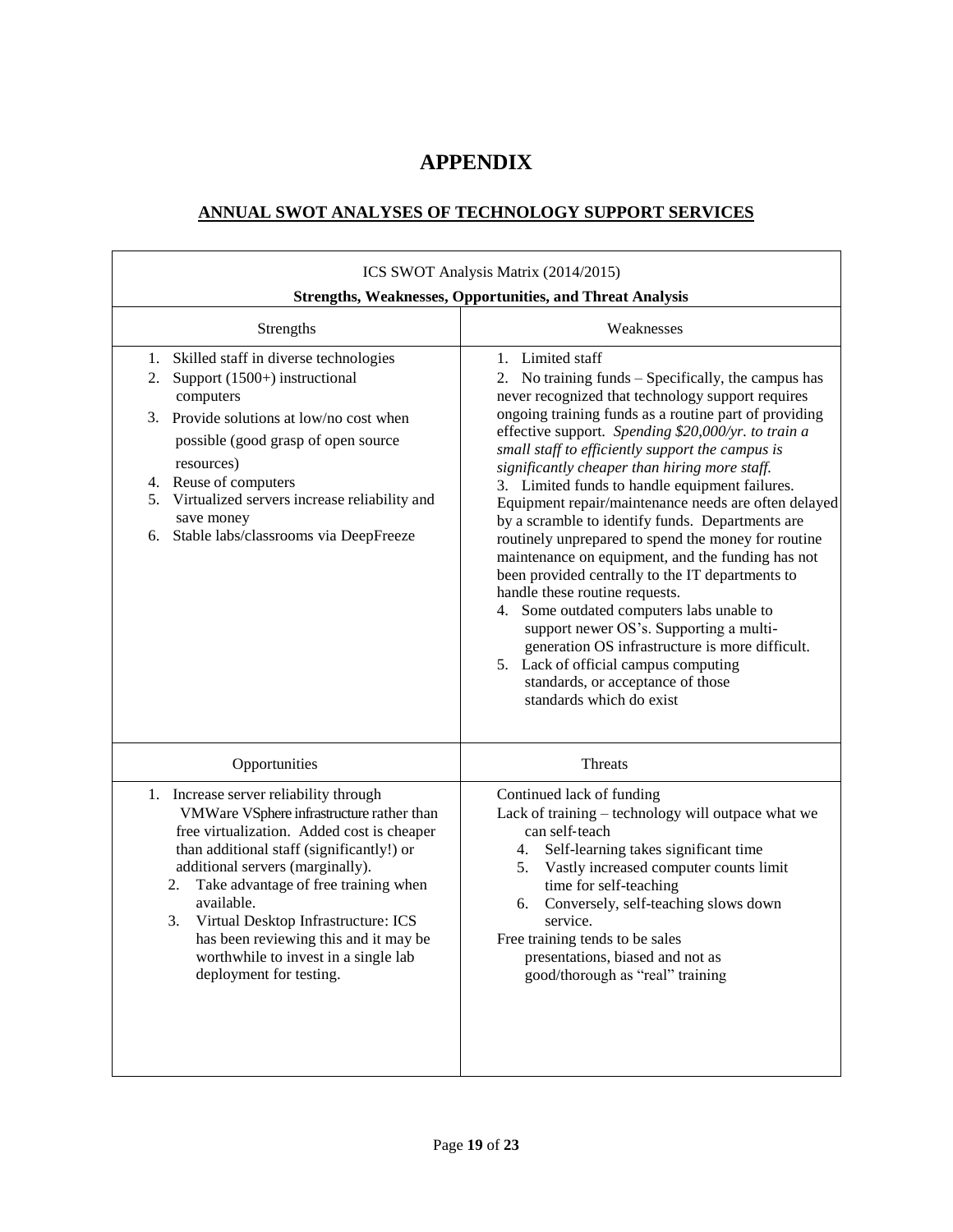# APPENDIX

## ANNUAL SWOT ANALYSES OF TECHNOLOGY SUPPORT SERVICES

| ICS SWOT Analysis Matrix (2014/2015) **Strengths, Weaknesses, Opportunities, and Threat Analysis** | |
|---|---|
| Strengths | Weaknesses |
| 1. Skilled staff in diverse technologies<br>2. Support (1500+) instructional computers<br>3. Provide solutions at low/no cost when possible (good grasp of open source resources)<br>4. Reuse of computers<br>5. Virtualized servers increase reliability and save money<br>6. Stable labs/classrooms via DeepFreeze | 1. Limited staff<br>2. No training funds – Specifically, the campus has never recognized that technology support requires ongoing training funds as a routine part of providing effective support. *Spending $20,000/yr. to train a small staff to efficiently support the campus is significantly cheaper than hiring more staff.*<br>3. Limited funds to handle equipment failures. Equipment repair/maintenance needs are often delayed by a scramble to identify funds. Departments are routinely unprepared to spend the money for routine maintenance on equipment, and the funding has not been provided centrally to the IT departments to handle these routine requests.<br>4. Some outdated computers labs unable to support newer OS's. Supporting a multi-generation OS infrastructure is more difficult.<br>5. Lack of official campus computing standards, or acceptance of those standards which do exist |
| Opportunities | Threats |
| 1. Increase server reliability through VMWare VSphere infrastructure rather than free virtualization. Added cost is cheaper than additional staff (significantly!) or additional servers (marginally).<br>2. Take advantage of free training when available.<br>3. Virtual Desktop Infrastructure: ICS has been reviewing this and it may be worthwhile to invest in a single lab deployment for testing. | Continued lack of funding<br>Lack of training – technology will outpace what we can self-teach<br>4. Self-learning takes significant time<br>5. Vastly increased computer counts limit time for self-teaching<br>6. Conversely, self-teaching slows down service.<br>Free training tends to be sales presentations, biased and not as good/thorough as "real" training |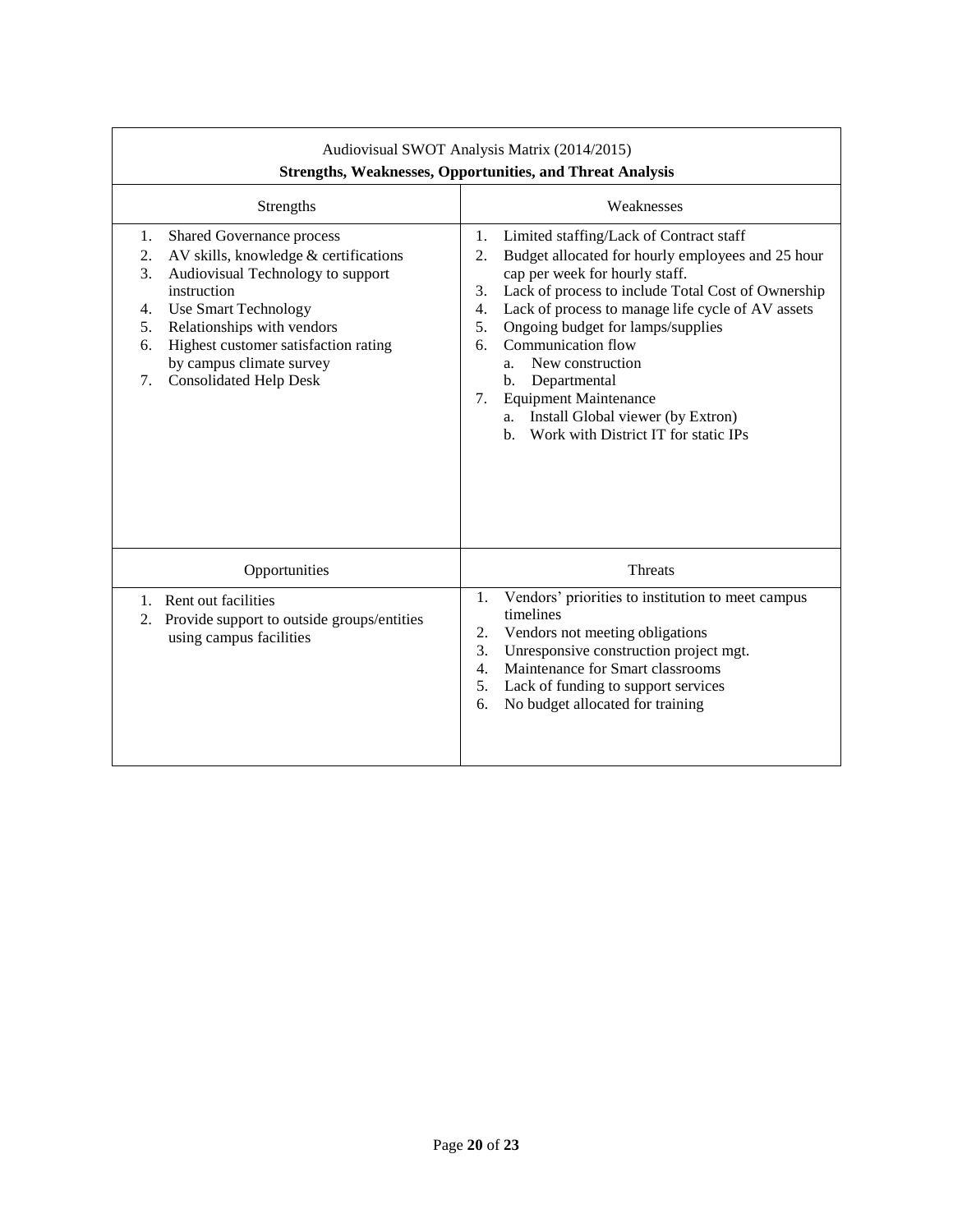| Audiovisual SWOT Analysis Matrix (2014/2015) **Strengths, Weaknesses, Opportunities, and Threat Analysis** | |
|---|---|
| Strengths | Weaknesses |
| 1. Shared Governance process<br>2. AV skills, knowledge & certifications<br>3. Audiovisual Technology to support instruction<br>4. Use Smart Technology<br>5. Relationships with vendors<br>6. Highest customer satisfaction rating by campus climate survey<br>7. Consolidated Help Desk | 1. Limited staffing/Lack of Contract staff<br>2. Budget allocated for hourly employees and 25 hour cap per week for hourly staff.<br>3. Lack of process to include Total Cost of Ownership<br>4. Lack of process to manage life cycle of AV assets<br>5. Ongoing budget for lamps/supplies<br>6. Communication flow<br>&nbsp;&nbsp;&nbsp;a. New construction<br>&nbsp;&nbsp;&nbsp;b. Departmental<br>7. Equipment Maintenance<br>&nbsp;&nbsp;&nbsp;a. Install Global viewer (by Extron)<br>&nbsp;&nbsp;&nbsp;b. Work with District IT for static IPs |
| Opportunities | Threats |
| 1. Rent out facilities<br>2. Provide support to outside groups/entities using campus facilities | 1. Vendors' priorities to institution to meet campus timelines<br>2. Vendors not meeting obligations<br>3. Unresponsive construction project mgt.<br>4. Maintenance for Smart classrooms<br>5. Lack of funding to support services<br>6. No budget allocated for training |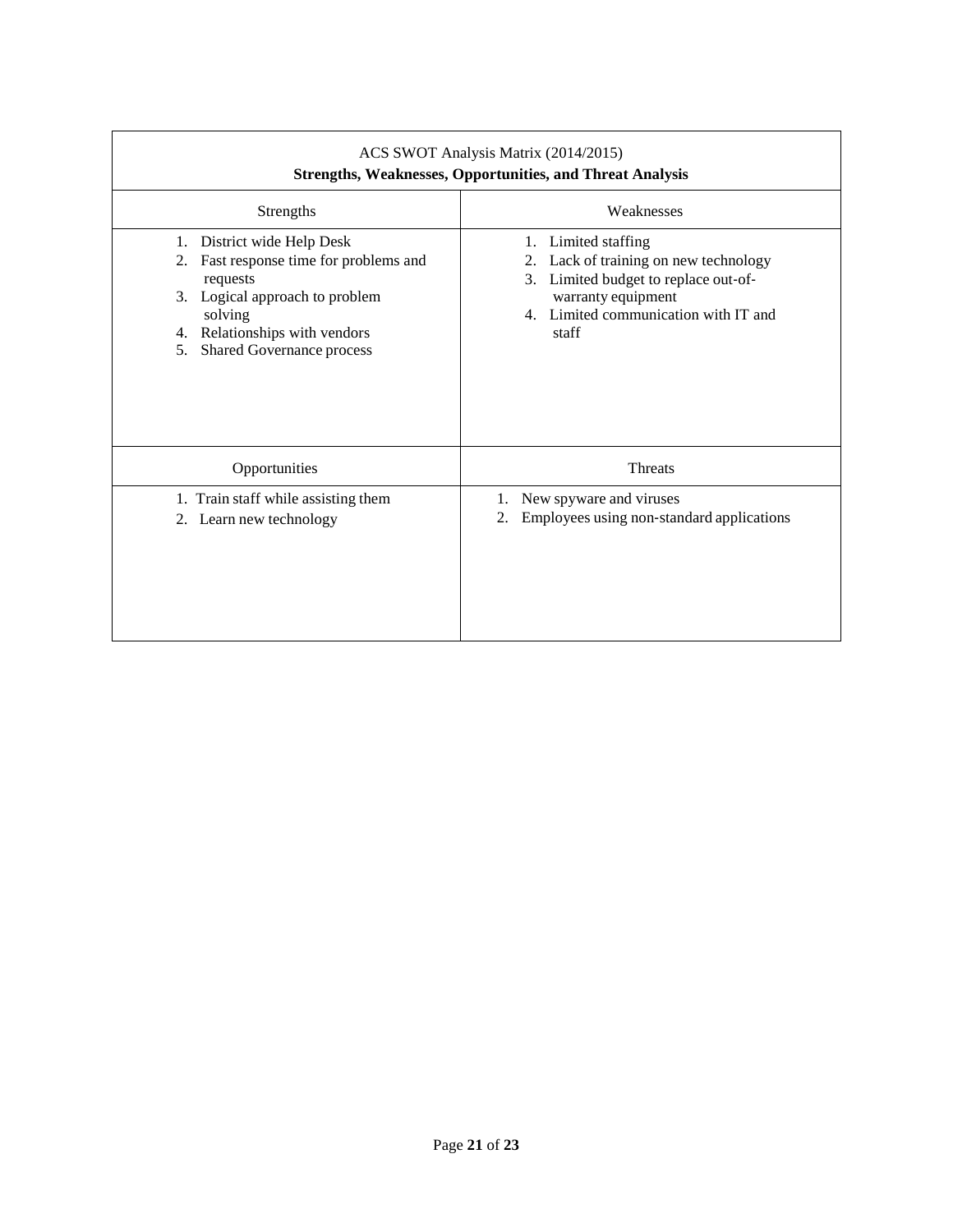| ACS SWOT Analysis Matrix (2014/2015)<br>**Strengths, Weaknesses, Opportunities, and Threat Analysis** | |
|---|---|
| Strengths | Weaknesses |
| 1. District wide Help Desk<br>2. Fast response time for problems and requests<br>3. Logical approach to problem solving<br>4. Relationships with vendors<br>5. Shared Governance process | 1. Limited staffing<br>2. Lack of training on new technology<br>3. Limited budget to replace out-of-warranty equipment<br>4. Limited communication with IT and staff |
| Opportunities | Threats |
| 1. Train staff while assisting them<br>2. Learn new technology | 1. New spyware and viruses<br>2. Employees using non-standard applications |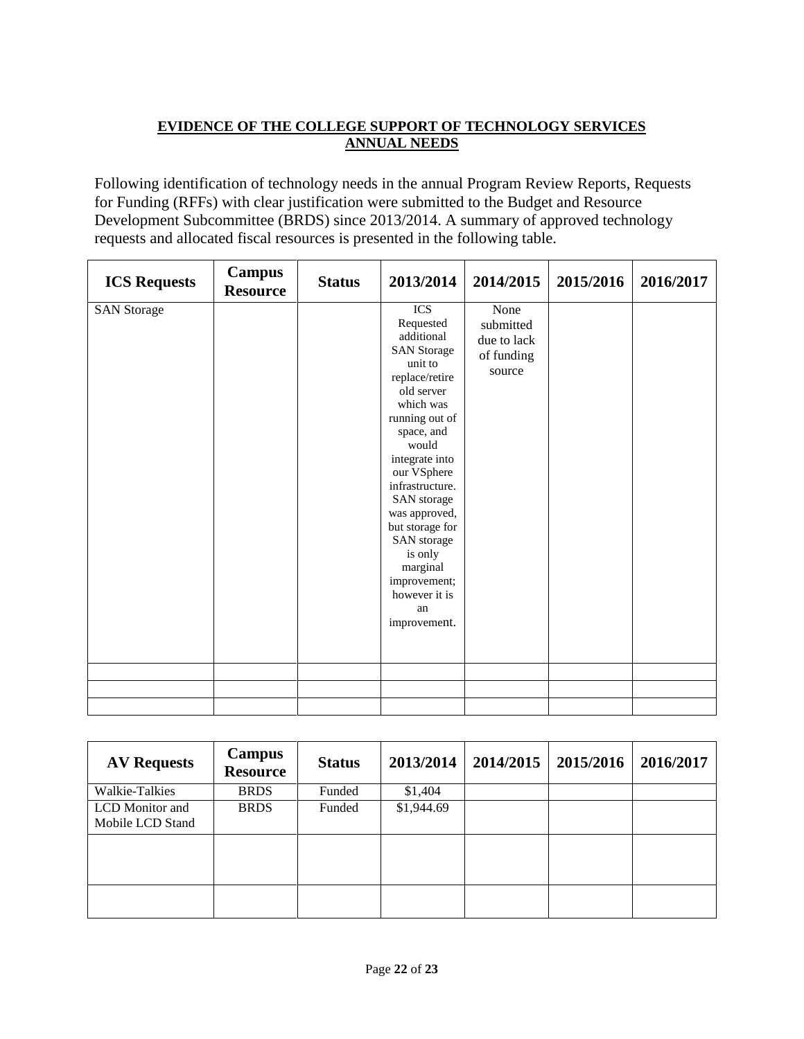**EVIDENCE OF THE COLLEGE SUPPORT OF TECHNOLOGY SERVICES ANNUAL NEEDS**

Following identification of technology needs in the annual Program Review Reports, Requests for Funding (RFFs) with clear justification were submitted to the Budget and Resource Development Subcommittee (BRDS) since 2013/2014. A summary of approved technology requests and allocated fiscal resources is presented in the following table.

| ICS Requests | Campus Resource | Status | 2013/2014 | 2014/2015 | 2015/2016 | 2016/2017 |
|---|---|---|---|---|---|---|
| SAN Storage | | | ICS Requested additional SAN Storage unit to replace/retire old server which was running out of space, and would integrate into our VSphere infrastructure. SAN storage was approved, but storage for SAN storage is only marginal improvement; however it is an improvement. | None submitted due to lack of funding source | | |
| | | | | | | |
| | | | | | | |
| | | | | | | |

| AV Requests | Campus Resource | Status | 2013/2014 | 2014/2015 | 2015/2016 | 2016/2017 |
|---|---|---|---|---|---|---|
| Walkie-Talkies | BRDS | Funded | $1,404 | | | |
| LCD Monitor and Mobile LCD Stand | BRDS | Funded | $1,944.69 | | | |
| | | | | | | |
| | | | | | | |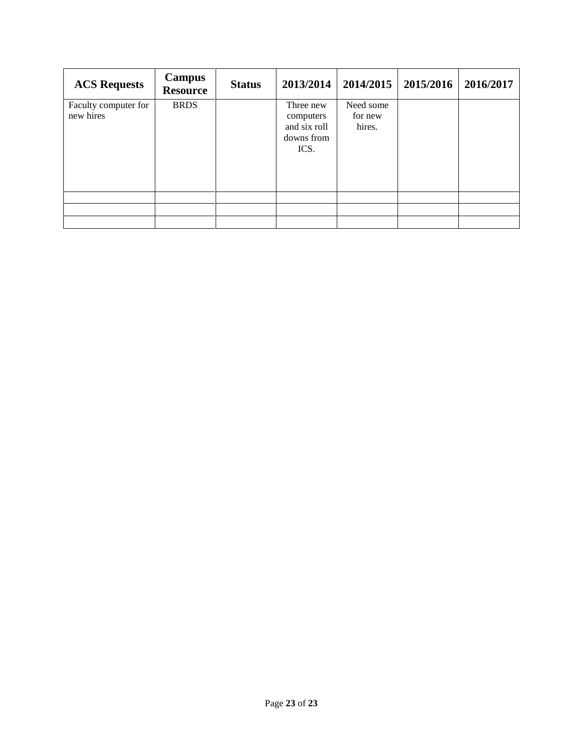| ACS Requests | Campus Resource | Status | 2013/2014 | 2014/2015 | 2015/2016 | 2016/2017 |
|---|---|---|---|---|---|---|
| Faculty computer for new hires | BRDS | | Three new computers and six roll downs from ICS. | Need some for new hires. | | |
| | | | | | | |
| | | | | | | |
| | | | | | | |